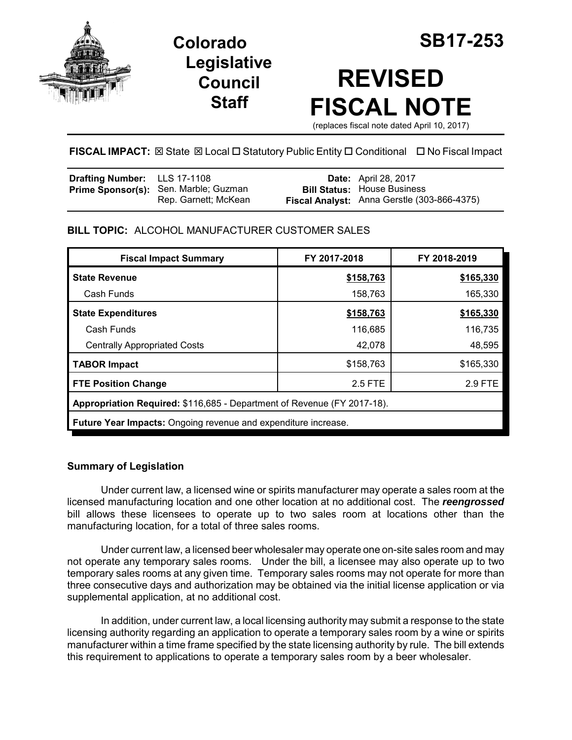# Colorado Legislative Council Staff

# SB17-253

# REVISED FISCAL NOTE

(replaces fiscal note dated April 10, 2017)

**FISCAL IMPACT:** ☒ State ☒ Local ☐ Statutory Public Entity ☐ Conditional ☐ No Fiscal Impact

| | | | |
|---|---|---|---|
| **Drafting Number:** | LLS 17-1108 | **Date:** | April 28, 2017 |
| **Prime Sponsor(s):** | Sen. Marble; Guzman<br>Rep. Garnett; McKean | **Bill Status:** | House Business |
| | | **Fiscal Analyst:** | Anna Gerstle (303-866-4375) |

**BILL TOPIC:** ALCOHOL MANUFACTURER CUSTOMER SALES

| Fiscal Impact Summary | FY 2017-2018 | FY 2018-2019 |
|---|---|---|
| **State Revenue** | **$158,763** | **$165,330** |
| Cash Funds | 158,763 | 165,330 |
| **State Expenditures** | **$158,763** | **$165,330** |
| Cash Funds | 116,685 | 116,735 |
| Centrally Appropriated Costs | 42,078 | 48,595 |
| **TABOR Impact** | $158,763 | $165,330 |
| **FTE Position Change** | 2.5 FTE | 2.9 FTE |
| **Appropriation Required:** $116,685 - Department of Revenue (FY 2017-18). | | |
| **Future Year Impacts:** Ongoing revenue and expenditure increase. | | |

### Summary of Legislation

Under current law, a licensed wine or spirits manufacturer may operate a sales room at the licensed manufacturing location and one other location at no additional cost. The ***reengrossed*** bill allows these licensees to operate up to two sales room at locations other than the manufacturing location, for a total of three sales rooms.

Under current law, a licensed beer wholesaler may operate one on-site sales room and may not operate any temporary sales rooms. Under the bill, a licensee may also operate up to two temporary sales rooms at any given time. Temporary sales rooms may not operate for more than three consecutive days and authorization may be obtained via the initial license application or via supplemental application, at no additional cost.

In addition, under current law, a local licensing authority may submit a response to the state licensing authority regarding an application to operate a temporary sales room by a wine or spirits manufacturer within a time frame specified by the state licensing authority by rule. The bill extends this requirement to applications to operate a temporary sales room by a beer wholesaler.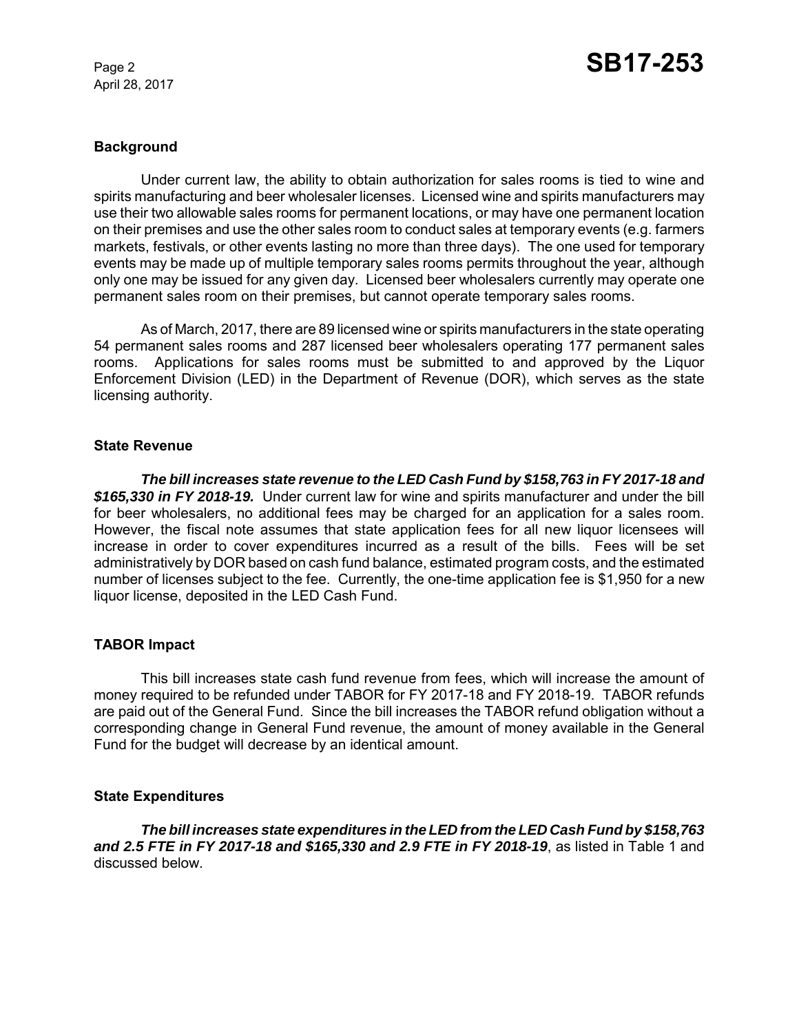### Background

Under current law, the ability to obtain authorization for sales rooms is tied to wine and spirits manufacturing and beer wholesaler licenses. Licensed wine and spirits manufacturers may use their two allowable sales rooms for permanent locations, or may have one permanent location on their premises and use the other sales room to conduct sales at temporary events (e.g. farmers markets, festivals, or other events lasting no more than three days). The one used for temporary events may be made up of multiple temporary sales rooms permits throughout the year, although only one may be issued for any given day. Licensed beer wholesalers currently may operate one permanent sales room on their premises, but cannot operate temporary sales rooms.

As of March, 2017, there are 89 licensed wine or spirits manufacturers in the state operating 54 permanent sales rooms and 287 licensed beer wholesalers operating 177 permanent sales rooms. Applications for sales rooms must be submitted to and approved by the Liquor Enforcement Division (LED) in the Department of Revenue (DOR), which serves as the state licensing authority.

### State Revenue

***The bill increases state revenue to the LED Cash Fund by $158,763 in FY 2017-18 and $165,330 in FY 2018-19.*** Under current law for wine and spirits manufacturer and under the bill for beer wholesalers, no additional fees may be charged for an application for a sales room. However, the fiscal note assumes that state application fees for all new liquor licensees will increase in order to cover expenditures incurred as a result of the bills. Fees will be set administratively by DOR based on cash fund balance, estimated program costs, and the estimated number of licenses subject to the fee. Currently, the one-time application fee is $1,950 for a new liquor license, deposited in the LED Cash Fund.

### TABOR Impact

This bill increases state cash fund revenue from fees, which will increase the amount of money required to be refunded under TABOR for FY 2017-18 and FY 2018-19. TABOR refunds are paid out of the General Fund. Since the bill increases the TABOR refund obligation without a corresponding change in General Fund revenue, the amount of money available in the General Fund for the budget will decrease by an identical amount.

### State Expenditures

***The bill increases state expenditures in the LED from the LED Cash Fund by $158,763 and 2.5 FTE in FY 2017-18 and $165,330 and 2.9 FTE in FY 2018-19***, as listed in Table 1 and discussed below.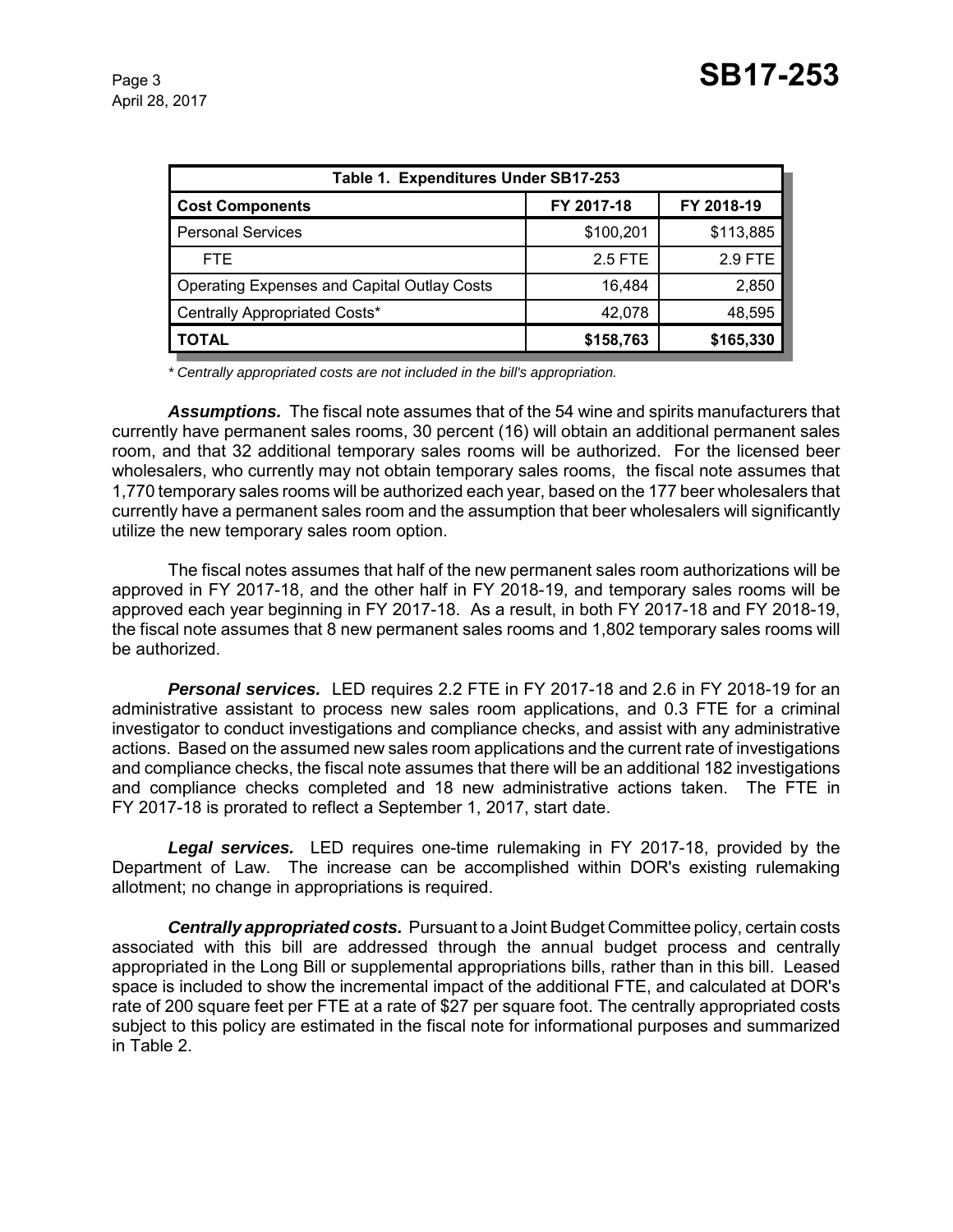| Table 1. Expenditures Under SB17-253 | | |
|---|---|---|
| **Cost Components** | **FY 2017-18** | **FY 2018-19** |
| Personal Services | $100,201 | $113,885 |
| FTE | 2.5 FTE | 2.9 FTE |
| Operating Expenses and Capital Outlay Costs | 16,484 | 2,850 |
| Centrally Appropriated Costs* | 42,078 | 48,595 |
| **TOTAL** | **$158,763** | **$165,330** |

*\* Centrally appropriated costs are not included in the bill's appropriation.*

***Assumptions.*** The fiscal note assumes that of the 54 wine and spirits manufacturers that currently have permanent sales rooms, 30 percent (16) will obtain an additional permanent sales room, and that 32 additional temporary sales rooms will be authorized. For the licensed beer wholesalers, who currently may not obtain temporary sales rooms, the fiscal note assumes that 1,770 temporary sales rooms will be authorized each year, based on the 177 beer wholesalers that currently have a permanent sales room and the assumption that beer wholesalers will significantly utilize the new temporary sales room option.

The fiscal notes assumes that half of the new permanent sales room authorizations will be approved in FY 2017-18, and the other half in FY 2018-19, and temporary sales rooms will be approved each year beginning in FY 2017-18. As a result, in both FY 2017-18 and FY 2018-19, the fiscal note assumes that 8 new permanent sales rooms and 1,802 temporary sales rooms will be authorized.

***Personal services.*** LED requires 2.2 FTE in FY 2017-18 and 2.6 in FY 2018-19 for an administrative assistant to process new sales room applications, and 0.3 FTE for a criminal investigator to conduct investigations and compliance checks, and assist with any administrative actions. Based on the assumed new sales room applications and the current rate of investigations and compliance checks, the fiscal note assumes that there will be an additional 182 investigations and compliance checks completed and 18 new administrative actions taken. The FTE in FY 2017-18 is prorated to reflect a September 1, 2017, start date.

***Legal services.*** LED requires one-time rulemaking in FY 2017-18, provided by the Department of Law. The increase can be accomplished within DOR's existing rulemaking allotment; no change in appropriations is required.

***Centrally appropriated costs.*** Pursuant to a Joint Budget Committee policy, certain costs associated with this bill are addressed through the annual budget process and centrally appropriated in the Long Bill or supplemental appropriations bills, rather than in this bill. Leased space is included to show the incremental impact of the additional FTE, and calculated at DOR's rate of 200 square feet per FTE at a rate of $27 per square foot. The centrally appropriated costs subject to this policy are estimated in the fiscal note for informational purposes and summarized in Table 2.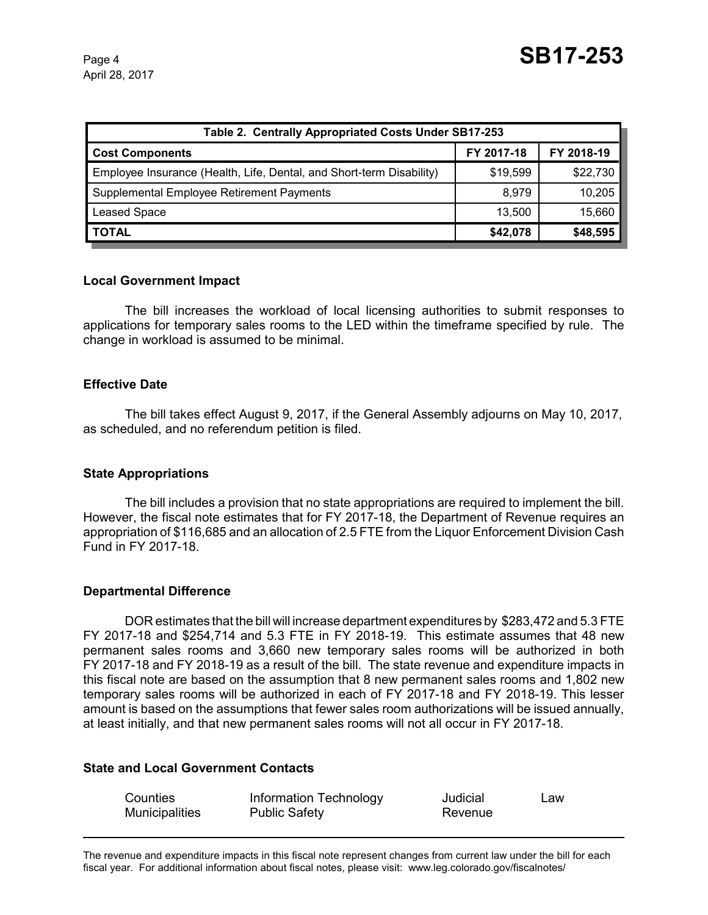| Table 2. Centrally Appropriated Costs Under SB17-253 | | |
|---|---|---|
| **Cost Components** | **FY 2017-18** | **FY 2018-19** |
| Employee Insurance (Health, Life, Dental, and Short-term Disability) | $19,599 | $22,730 |
| Supplemental Employee Retirement Payments | 8,979 | 10,205 |
| Leased Space | 13,500 | 15,660 |
| **TOTAL** | **$42,078** | **$48,595** |

### Local Government Impact

The bill increases the workload of local licensing authorities to submit responses to applications for temporary sales rooms to the LED within the timeframe specified by rule. The change in workload is assumed to be minimal.

### Effective Date

The bill takes effect August 9, 2017, if the General Assembly adjourns on May 10, 2017, as scheduled, and no referendum petition is filed.

### State Appropriations

The bill includes a provision that no state appropriations are required to implement the bill. However, the fiscal note estimates that for FY 2017-18, the Department of Revenue requires an appropriation of $116,685 and an allocation of 2.5 FTE from the Liquor Enforcement Division Cash Fund in FY 2017-18.

### Departmental Difference

DOR estimates that the bill will increase department expenditures by $283,472 and 5.3 FTE FY 2017-18 and $254,714 and 5.3 FTE in FY 2018-19. This estimate assumes that 48 new permanent sales rooms and 3,660 new temporary sales rooms will be authorized in both FY 2017-18 and FY 2018-19 as a result of the bill. The state revenue and expenditure impacts in this fiscal note are based on the assumption that 8 new permanent sales rooms and 1,802 new temporary sales rooms will be authorized in each of FY 2017-18 and FY 2018-19. This lesser amount is based on the assumptions that fewer sales room authorizations will be issued annually, at least initially, and that new permanent sales rooms will not all occur in FY 2017-18.

### State and Local Government Contacts

| | | | |
|---|---|---|---|
| Counties | Information Technology | Judicial | Law |
| Municipalities | Public Safety | Revenue | |

The revenue and expenditure impacts in this fiscal note represent changes from current law under the bill for each fiscal year. For additional information about fiscal notes, please visit: www.leg.colorado.gov/fiscalnotes/